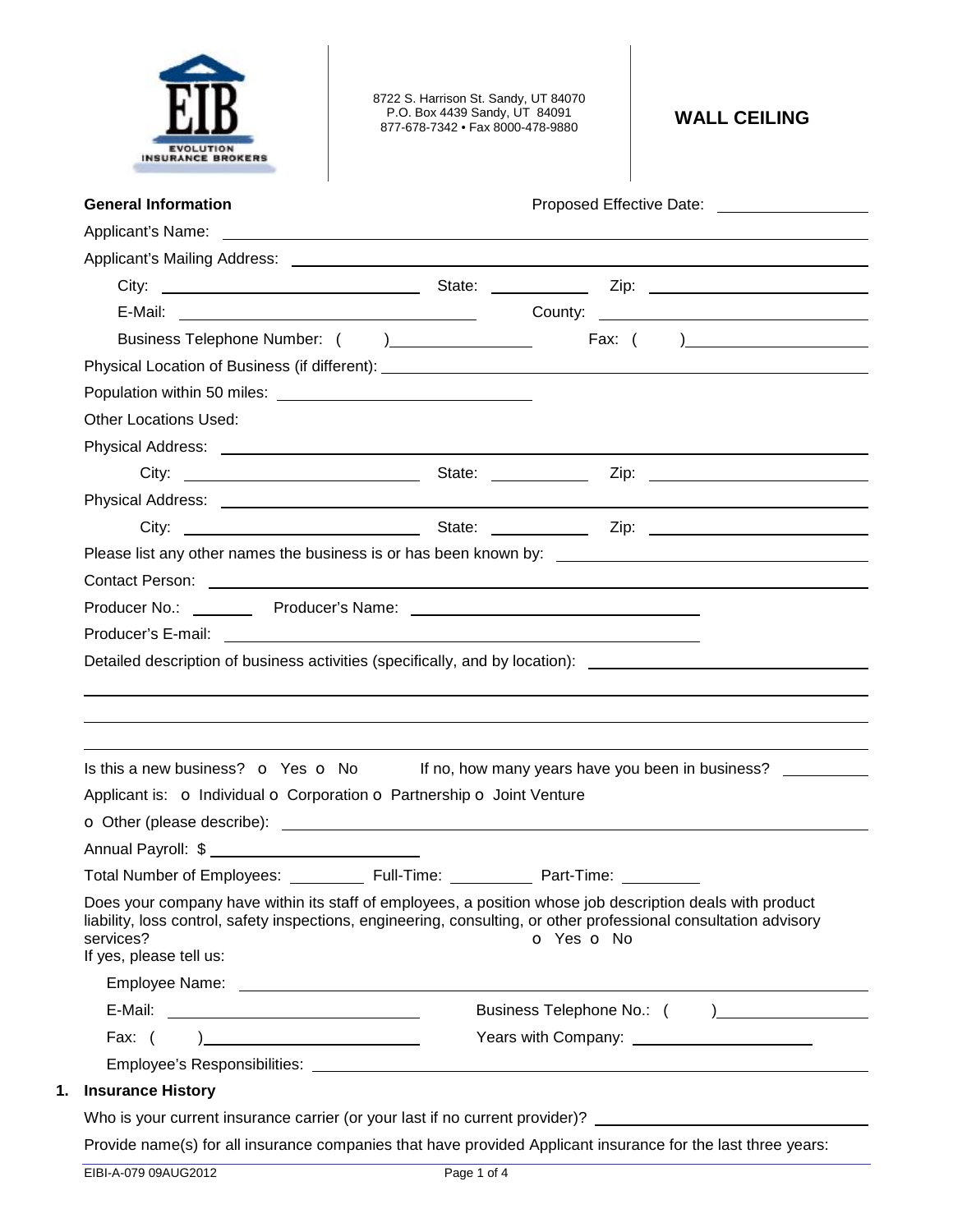EVOLUTION INSURANCE BROKERS

8722 S. Harrison St. Sandy, UT 84070
P.O. Box 4439 Sandy, UT 84091
877-678-7342 • Fax 8000-478-9880

# WALL CEILING

**General Information**

Proposed Effective Date: ________________

Applicant's Name: ________________________________________________

Applicant's Mailing Address: ________________________________________________

City: ____________________ State: __________ Zip: ____________________

E-Mail: ____________________ County: ____________________

Business Telephone Number: ( ) ____________ Fax: ( ) ____________

Physical Location of Business (if different): ________________________________

Population within 50 miles: ____________________

Other Locations Used:

Physical Address: ________________________________________________

City: ____________________ State: __________ Zip: ____________________

Physical Address: ________________________________________________

City: ____________________ State: __________ Zip: ____________________

Please list any other names the business is or has been known by: ____________________

Contact Person: ________________________________________________

Producer No.: ________ Producer's Name: ____________________

Producer's E-mail: ____________________

Detailed description of business activities (specifically, and by location): ____________________

________________________________________________

________________________________________________

________________________________________________

Is this a new business? o Yes o No If no, how many years have you been in business? __________

Applicant is: o Individual o Corporation o Partnership o Joint Venture

o Other (please describe): ________________________________________________

Annual Payroll: $ ____________________

Total Number of Employees: ________ Full-Time: ________ Part-Time: ________

Does your company have within its staff of employees, a position whose job description deals with product liability, loss control, safety inspections, engineering, consulting, or other professional consultation advisory services? o Yes o No

If yes, please tell us:

Employee Name: ________________________________________________

E-Mail: ____________________ Business Telephone No.: ( ) ____________

Fax: ( ) ____________________ Years with Company: ____________________

Employee's Responsibilities: ________________________________________________

## 1. Insurance History

Who is your current insurance carrier (or your last if no current provider)? ____________________

Provide name(s) for all insurance companies that have provided Applicant insurance for the last three years: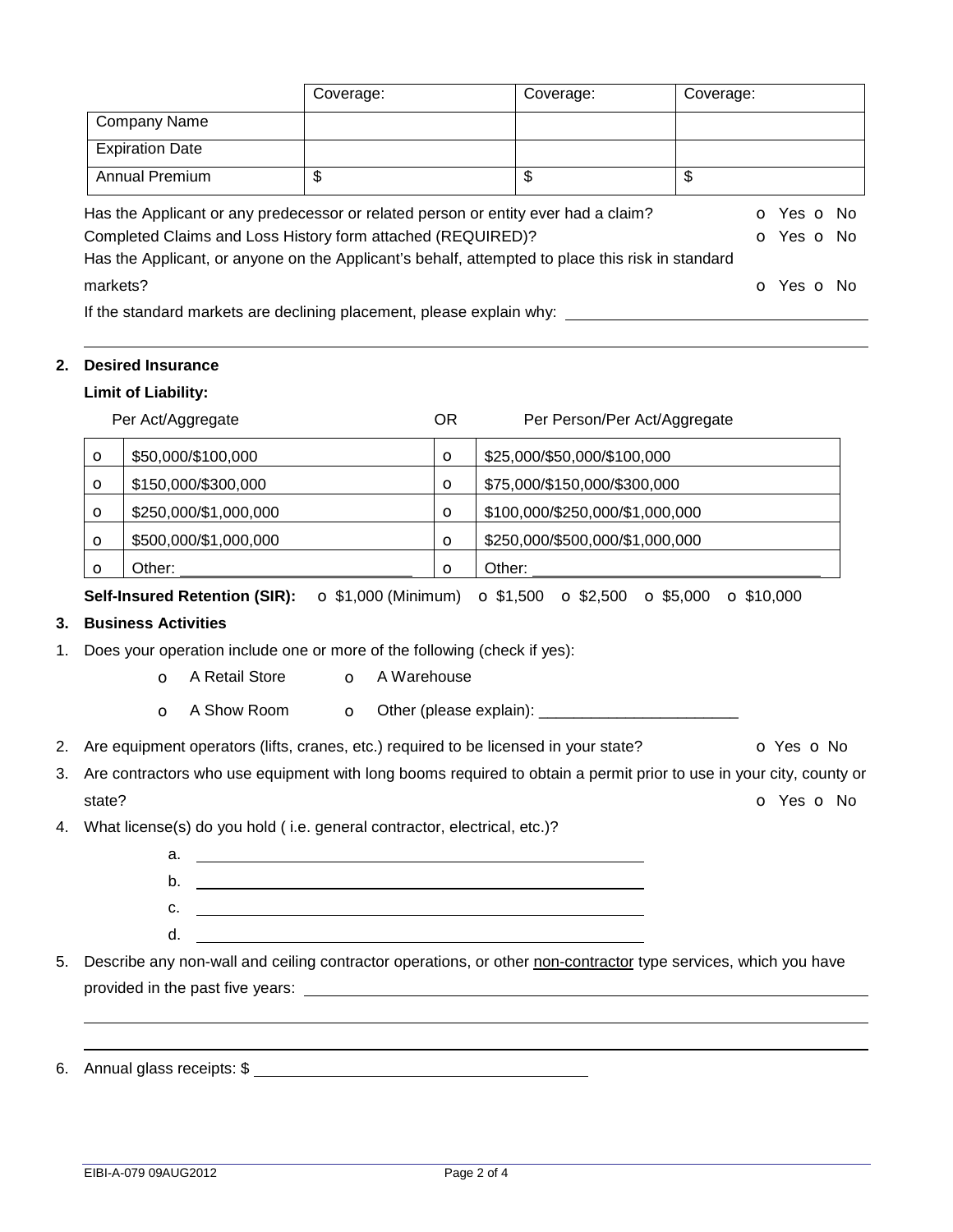| | Coverage: | Coverage: | Coverage: |
|---|---|---|---|
| Company Name | | | |
| Expiration Date | | | |
| Annual Premium | $ | $ | $ |

Has the Applicant or any predecessor or related person or entity ever had a claim? o Yes o No

Completed Claims and Loss History form attached (REQUIRED)? o Yes o No

Has the Applicant, or anyone on the Applicant's behalf, attempted to place this risk in standard markets? o Yes o No

If the standard markets are declining placement, please explain why: \_\_\_\_\_\_\_\_\_\_\_\_\_\_\_\_\_\_\_\_\_\_\_\_\_\_\_\_\_\_\_\_

\_\_\_\_\_\_\_\_\_\_\_\_\_\_\_\_\_\_\_\_\_\_\_\_\_\_\_\_\_\_\_\_\_\_\_\_\_\_\_\_\_\_\_\_\_\_\_\_\_\_\_\_\_\_\_\_\_\_\_\_\_\_\_\_\_\_\_\_\_\_\_\_\_\_\_\_\_\_\_\_\_\_\_\_\_\_\_\_

**2. Desired Insurance**

**Limit of Liability:**

| | Per Act/Aggregate | OR | Per Person/Per Act/Aggregate |
|---|---|---|---|
| o | $50,000/$100,000 | o | $25,000/$50,000/$100,000 |
| o | $150,000/$300,000 | o | $75,000/$150,000/$300,000 |
| o | $250,000/$1,000,000 | o | $100,000/$250,000/$1,000,000 |
| o | $500,000/$1,000,000 | o | $250,000/$500,000/$1,000,000 |
| o | Other: \_\_\_\_\_\_\_\_\_\_\_\_\_\_\_\_ | o | Other: \_\_\_\_\_\_\_\_\_\_\_\_\_\_\_\_\_\_\_\_\_\_ |

**Self-Insured Retention (SIR):** o $1,000 (Minimum) o $1,500 o $2,500 o $5,000 o $10,000

**3. Business Activities**

1. Does your operation include one or more of the following (check if yes):
   - o A Retail Store
   - o A Warehouse
   - o A Show Room
   - o Other (please explain): \_\_\_\_\_\_\_\_\_\_\_\_\_\_\_\_\_\_\_\_\_\_\_
2. Are equipment operators (lifts, cranes, etc.) required to be licensed in your state? o Yes o No
3. Are contractors who use equipment with long booms required to obtain a permit prior to use in your city, county or state? o Yes o No
4. What license(s) do you hold ( i.e. general contractor, electrical, etc.)?
   a. \_\_\_\_\_\_\_\_\_\_\_\_\_\_\_\_\_\_\_\_\_\_\_\_\_\_\_\_\_\_\_\_\_\_\_\_\_\_\_\_
   b. \_\_\_\_\_\_\_\_\_\_\_\_\_\_\_\_\_\_\_\_\_\_\_\_\_\_\_\_\_\_\_\_\_\_\_\_\_\_\_\_
   c. \_\_\_\_\_\_\_\_\_\_\_\_\_\_\_\_\_\_\_\_\_\_\_\_\_\_\_\_\_\_\_\_\_\_\_\_\_\_\_\_
   d. \_\_\_\_\_\_\_\_\_\_\_\_\_\_\_\_\_\_\_\_\_\_\_\_\_\_\_\_\_\_\_\_\_\_\_\_\_\_\_\_
5. Describe any non-wall and ceiling contractor operations, or other <u>non-contractor</u> type services, which you have provided in the past five years: \_\_\_\_\_\_\_\_\_\_\_\_\_\_\_\_\_\_\_\_\_\_\_\_\_\_\_\_\_\_\_\_\_\_\_\_\_\_\_\_\_\_\_\_\_\_\_\_\_\_\_

   \_\_\_\_\_\_\_\_\_\_\_\_\_\_\_\_\_\_\_\_\_\_\_\_\_\_\_\_\_\_\_\_\_\_\_\_\_\_\_\_\_\_\_\_\_\_\_\_\_\_\_\_\_\_\_\_\_\_\_\_\_\_\_\_\_\_\_\_\_\_\_\_\_\_\_\_\_\_\_\_\_\_\_\_\_\_\_\_

   \_\_\_\_\_\_\_\_\_\_\_\_\_\_\_\_\_\_\_\_\_\_\_\_\_\_\_\_\_\_\_\_\_\_\_\_\_\_\_\_\_\_\_\_\_\_\_\_\_\_\_\_\_\_\_\_\_\_\_\_\_\_\_\_\_\_\_\_\_\_\_\_\_\_\_\_\_\_\_\_\_\_\_\_\_\_\_\_
6. Annual glass receipts: $ \_\_\_\_\_\_\_\_\_\_\_\_\_\_\_\_\_\_\_\_\_\_\_\_\_\_\_\_\_\_\_\_\_\_\_\_\_\_\_\_

EIBI-A-079 09AUG2012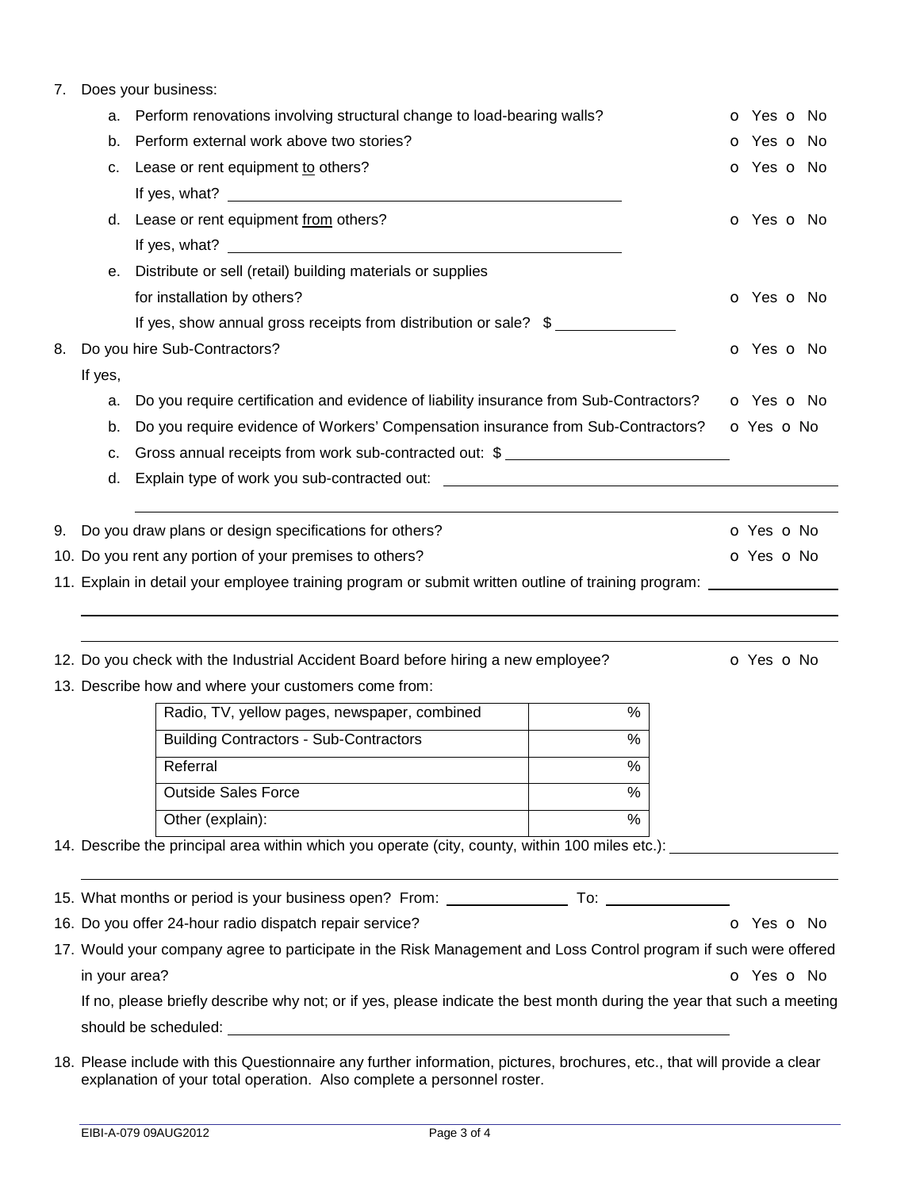7. Does your business:

   a. Perform renovations involving structural change to load-bearing walls? o Yes o No

   b. Perform external work above two stories? o Yes o No

   c. Lease or rent equipment to others? o Yes o No

      If yes, what? ______________________________

   d. Lease or rent equipment from others? o Yes o No

      If yes, what? ______________________________

   e. Distribute or sell (retail) building materials or supplies for installation by others? o Yes o No

      If yes, show annual gross receipts from distribution or sale? $ ______________

8. Do you hire Sub-Contractors? o Yes o No

   If yes,

   a. Do you require certification and evidence of liability insurance from Sub-Contractors? o Yes o No

   b. Do you require evidence of Workers' Compensation insurance from Sub-Contractors? o Yes o No

   c. Gross annual receipts from work sub-contracted out: $ ______________

   d. Explain type of work you sub-contracted out: ______________________________

9. Do you draw plans or design specifications for others? o Yes o No

10. Do you rent any portion of your premises to others? o Yes o No

11. Explain in detail your employee training program or submit written outline of training program: ______________________________

12. Do you check with the Industrial Accident Board before hiring a new employee? o Yes o No

13. Describe how and where your customers come from:

| Source | % |
|---|---|
| Radio, TV, yellow pages, newspaper, combined | % |
| Building Contractors - Sub-Contractors | % |
| Referral | % |
| Outside Sales Force | % |
| Other (explain): | % |

14. Describe the principal area within which you operate (city, county, within 100 miles etc.): ______________________________

15. What months or period is your business open? From: ______________ To: ______________

16. Do you offer 24-hour radio dispatch repair service? o Yes o No

17. Would your company agree to participate in the Risk Management and Loss Control program if such were offered in your area? o Yes o No

    If no, please briefly describe why not; or if yes, please indicate the best month during the year that such a meeting should be scheduled: ______________________________

18. Please include with this Questionnaire any further information, pictures, brochures, etc., that will provide a clear explanation of your total operation. Also complete a personnel roster.

EIBI-A-079 09AUG2012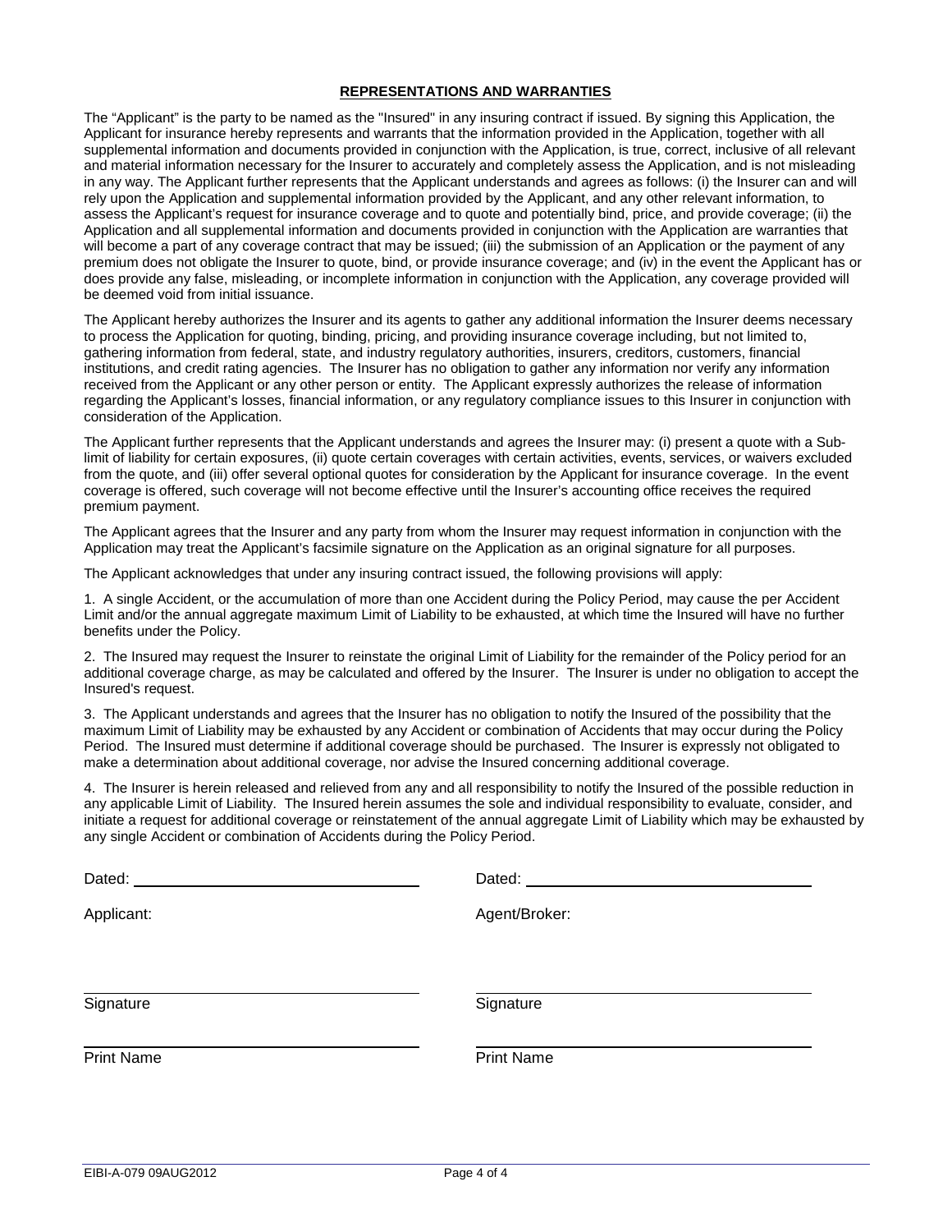## REPRESENTATIONS AND WARRANTIES

The "Applicant" is the party to be named as the "Insured" in any insuring contract if issued. By signing this Application, the Applicant for insurance hereby represents and warrants that the information provided in the Application, together with all supplemental information and documents provided in conjunction with the Application, is true, correct, inclusive of all relevant and material information necessary for the Insurer to accurately and completely assess the Application, and is not misleading in any way. The Applicant further represents that the Applicant understands and agrees as follows: (i) the Insurer can and will rely upon the Application and supplemental information provided by the Applicant, and any other relevant information, to assess the Applicant's request for insurance coverage and to quote and potentially bind, price, and provide coverage; (ii) the Application and all supplemental information and documents provided in conjunction with the Application are warranties that will become a part of any coverage contract that may be issued; (iii) the submission of an Application or the payment of any premium does not obligate the Insurer to quote, bind, or provide insurance coverage; and (iv) in the event the Applicant has or does provide any false, misleading, or incomplete information in conjunction with the Application, any coverage provided will be deemed void from initial issuance.

The Applicant hereby authorizes the Insurer and its agents to gather any additional information the Insurer deems necessary to process the Application for quoting, binding, pricing, and providing insurance coverage including, but not limited to, gathering information from federal, state, and industry regulatory authorities, insurers, creditors, customers, financial institutions, and credit rating agencies. The Insurer has no obligation to gather any information nor verify any information received from the Applicant or any other person or entity. The Applicant expressly authorizes the release of information regarding the Applicant's losses, financial information, or any regulatory compliance issues to this Insurer in conjunction with consideration of the Application.

The Applicant further represents that the Applicant understands and agrees the Insurer may: (i) present a quote with a Sub-limit of liability for certain exposures, (ii) quote certain coverages with certain activities, events, services, or waivers excluded from the quote, and (iii) offer several optional quotes for consideration by the Applicant for insurance coverage. In the event coverage is offered, such coverage will not become effective until the Insurer's accounting office receives the required premium payment.

The Applicant agrees that the Insurer and any party from whom the Insurer may request information in conjunction with the Application may treat the Applicant's facsimile signature on the Application as an original signature for all purposes.

The Applicant acknowledges that under any insuring contract issued, the following provisions will apply:

1. A single Accident, or the accumulation of more than one Accident during the Policy Period, may cause the per Accident Limit and/or the annual aggregate maximum Limit of Liability to be exhausted, at which time the Insured will have no further benefits under the Policy.

2. The Insured may request the Insurer to reinstate the original Limit of Liability for the remainder of the Policy period for an additional coverage charge, as may be calculated and offered by the Insurer. The Insurer is under no obligation to accept the Insured's request.

3. The Applicant understands and agrees that the Insurer has no obligation to notify the Insured of the possibility that the maximum Limit of Liability may be exhausted by any Accident or combination of Accidents that may occur during the Policy Period. The Insured must determine if additional coverage should be purchased. The Insurer is expressly not obligated to make a determination about additional coverage, nor advise the Insured concerning additional coverage.

4. The Insurer is herein released and relieved from any and all responsibility to notify the Insured of the possible reduction in any applicable Limit of Liability. The Insured herein assumes the sole and individual responsibility to evaluate, consider, and initiate a request for additional coverage or reinstatement of the annual aggregate Limit of Liability which may be exhausted by any single Accident or combination of Accidents during the Policy Period.

Dated: ______________________________

Applicant:

______________________________
Signature

______________________________
Print Name

Dated: ______________________________

Agent/Broker:

______________________________
Signature

______________________________
Print Name

EIBI-A-079 09AUG2012